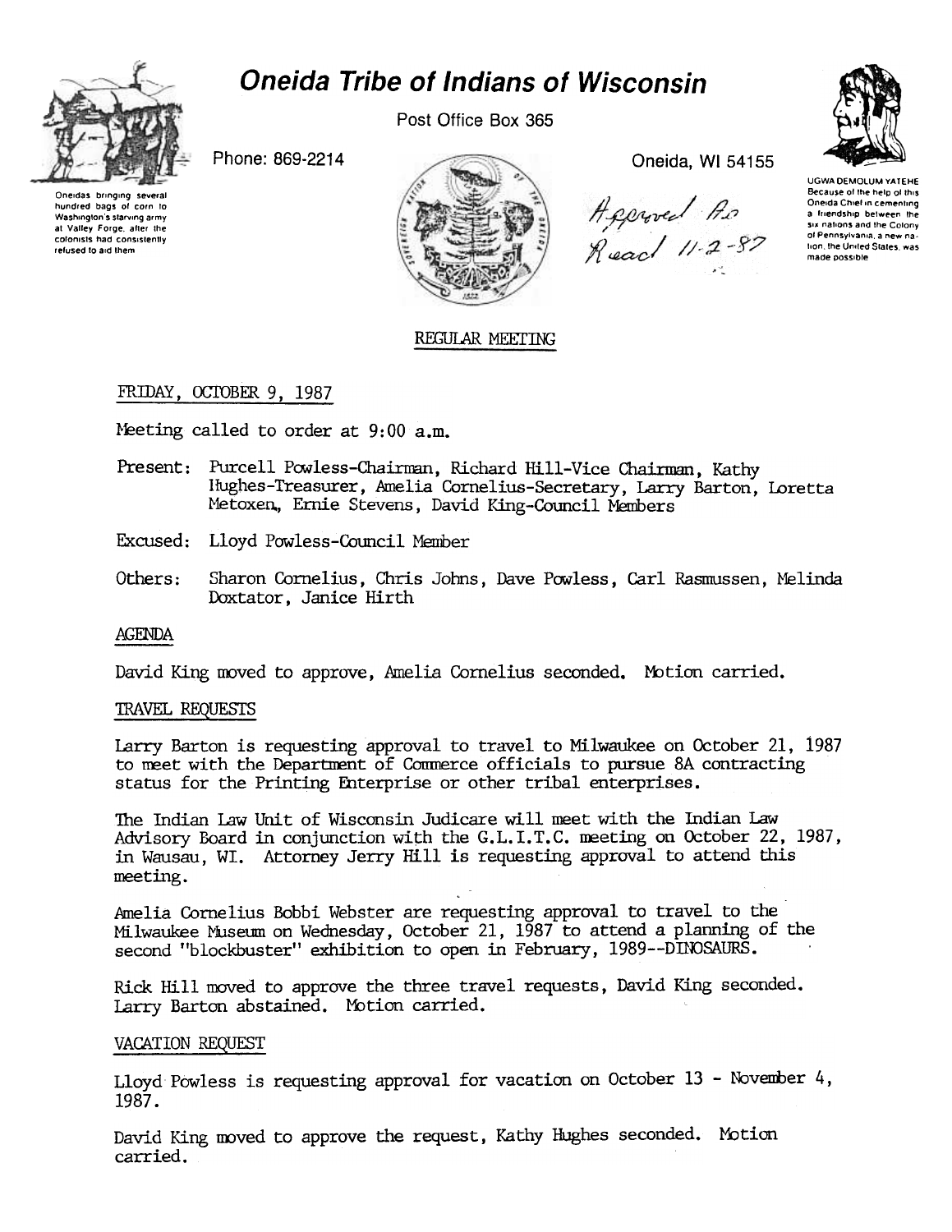# Oneida Tribe of Indians of Wisconsin

Post Office Box 365

Phone: 869-2214

Oneida, WI 54155

Oneidas bringing several hundred bags of corn to Washington's starving army at Valley Forge, after the colonists had consistently refused to aid them

UGWA DEMOLUM YATEHE Because of the help of this Oneida Chief in cementing a friendship between the six nations and the Colony of Pennsylvania, a new nation, the United States, was made possible

Approved As Read 11-2-87

## REGULAR MEETING

FRIDAY, OCTOBER 9, 1987

Meeting called to order at 9:00 a.m.

Present: Purcell Powless-Chairman, Richard Hill-Vice Chairman, Kathy Hughes-Treasurer, Amelia Cornelius-Secretary, Larry Barton, Loretta Metoxen, Ernie Stevens, David King-Council Members

Excused: Lloyd Powless-Council Member

Others: Sharon Cornelius, Chris Johns, Dave Powless, Carl Rasmussen, Melinda Doxtator, Janice Hirth

### AGENDA

David King moved to approve, Amelia Cornelius seconded. Motion carried.

### TRAVEL REQUESTS

Larry Barton is requesting approval to travel to Milwaukee on October 21, 1987 to meet with the Department of Commerce officials to pursue 8A contracting status for the Printing Enterprise or other tribal enterprises.

The Indian Law Unit of Wisconsin Judicare will meet with the Indian Law Advisory Board in conjunction with the G.L.I.T.C. meeting on October 22, 1987, in Wausau, WI. Attorney Jerry Hill is requesting approval to attend this meeting.

Amelia Cornelius Bobbi Webster are requesting approval to travel to the Milwaukee Museum on Wednesday, October 21, 1987 to attend a planning of the second "blockbuster" exhibition to open in February, 1989--DINOSAURS.

Rick Hill moved to approve the three travel requests, David King seconded. Larry Barton abstained. Motion carried.

### VACATION REQUEST

Lloyd Powless is requesting approval for vacation on October 13 - November 4, 1987.

David King moved to approve the request, Kathy Hughes seconded. Motion carried.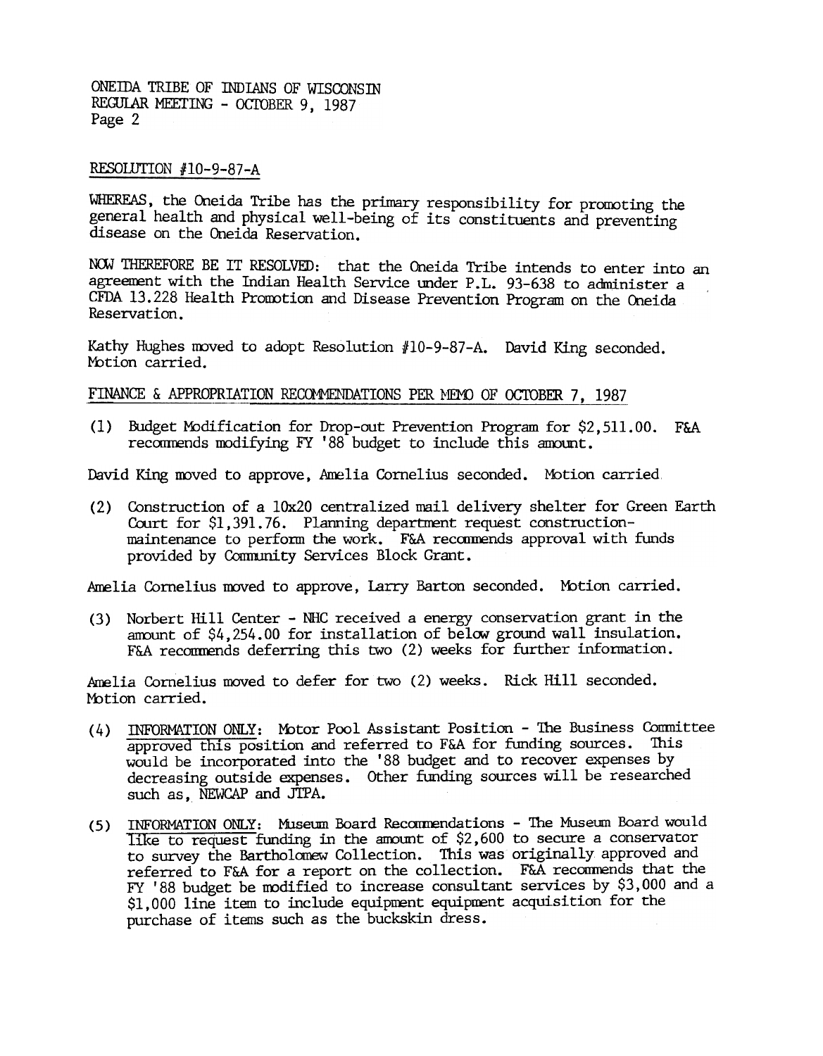ONEIDA TRIBE OF INDIANS OF WISCONSIN
REGULAR MEETING - OCTOBER 9, 1987
Page 2

RESOLUTION #10-9-87-A

WHEREAS, the Oneida Tribe has the primary responsibility for promoting the general health and physical well-being of its constituents and preventing disease on the Oneida Reservation.

NOW THEREFORE BE IT RESOLVED: that the Oneida Tribe intends to enter into an agreement with the Indian Health Service under P.L. 93-638 to administer a CFDA 13.228 Health Promotion and Disease Prevention Program on the Oneida Reservation.

Kathy Hughes moved to adopt Resolution #10-9-87-A. David King seconded. Motion carried.

FINANCE & APPROPRIATION RECOMMENDATIONS PER MEMO OF OCTOBER 7, 1987

(1) Budget Modification for Drop-out Prevention Program for $2,511.00. F&A recommends modifying FY '88 budget to include this amount.

David King moved to approve, Amelia Cornelius seconded. Motion carried.

(2) Construction of a 10x20 centralized mail delivery shelter for Green Earth Court for $1,391.76. Planning department request construction-maintenance to perform the work. F&A recommends approval with funds provided by Community Services Block Grant.

Amelia Cornelius moved to approve, Larry Barton seconded. Motion carried.

(3) Norbert Hill Center - NHC received a energy conservation grant in the amount of $4,254.00 for installation of below ground wall insulation. F&A recommends deferring this two (2) weeks for further information.

Amelia Cornelius moved to defer for two (2) weeks. Rick Hill seconded. Motion carried.

(4) INFORMATION ONLY: Motor Pool Assistant Position - The Business Committee approved this position and referred to F&A for funding sources. This would be incorporated into the '88 budget and to recover expenses by decreasing outside expenses. Other funding sources will be researched such as, NEWCAP and JTPA.

(5) INFORMATION ONLY: Museum Board Recommendations - The Museum Board would like to request funding in the amount of $2,600 to secure a conservator to survey the Bartholomew Collection. This was originally approved and referred to F&A for a report on the collection. F&A recommends that the FY '88 budget be modified to increase consultant services by $3,000 and a $1,000 line item to include equipment equipment acquisition for the purchase of items such as the buckskin dress.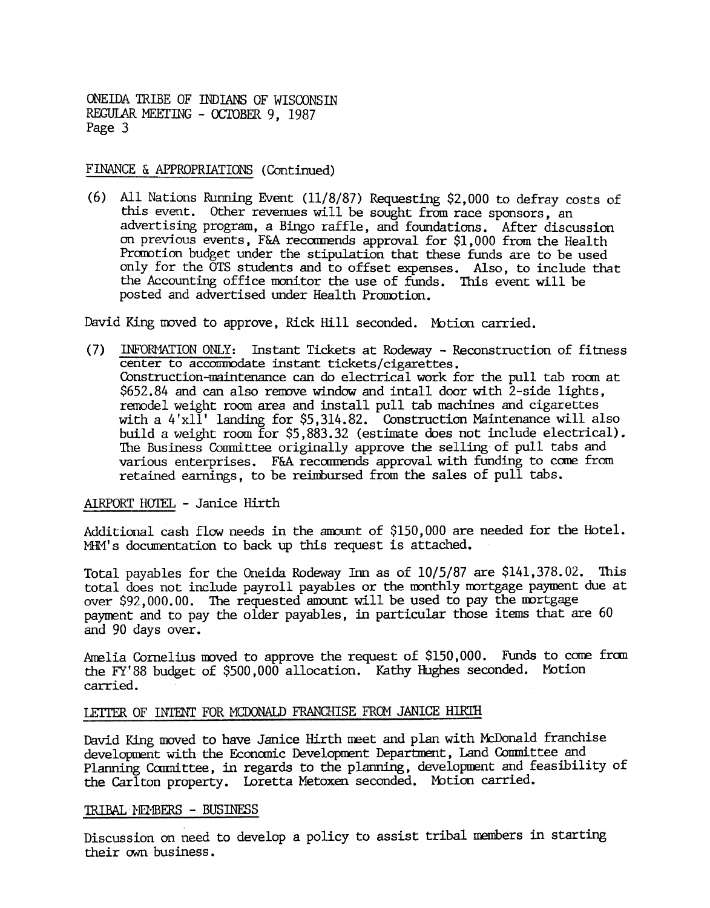FINANCE & APPROPRIATIONS (Continued)

(6) All Nations Running Event (11/8/87) Requesting $2,000 to defray costs of this event. Other revenues will be sought from race sponsors, an advertising program, a Bingo raffle, and foundations. After discussion on previous events, F&A recommends approval for $1,000 from the Health Promotion budget under the stipulation that these funds are to be used only for the OTS students and to offset expenses. Also, to include that the Accounting office monitor the use of funds. This event will be posted and advertised under Health Promotion.

David King moved to approve, Rick Hill seconded. Motion carried.

(7) INFORMATION ONLY: Instant Tickets at Rodeway - Reconstruction of fitness center to accommodate instant tickets/cigarettes. Construction-maintenance can do electrical work for the pull tab room at $652.84 and can also remove window and intall door with 2-side lights, remodel weight room area and install pull tab machines and cigarettes with a 4'x11' landing for $5,314.82. Construction Maintenance will also build a weight room for $5,883.32 (estimate does not include electrical). The Business Committee originally approve the selling of pull tabs and various enterprises. F&A recommends approval with funding to come from retained earnings, to be reimbursed from the sales of pull tabs.

AIRPORT HOTEL - Janice Hirth

Additional cash flow needs in the amount of $150,000 are needed for the Hotel. MHM's documentation to back up this request is attached.

Total payables for the Oneida Rodeway Inn as of 10/5/87 are $141,378.02. This total does not include payroll payables or the monthly mortgage payment due at over $92,000.00. The requested amount will be used to pay the mortgage payment and to pay the older payables, in particular those items that are 60 and 90 days over.

Amelia Cornelius moved to approve the request of $150,000. Funds to come from the FY'88 budget of $500,000 allocation. Kathy Hughes seconded. Motion carried.

LETTER OF INTENT FOR MCDONALD FRANCHISE FROM JANICE HIRTH

David King moved to have Janice Hirth meet and plan with McDonald franchise development with the Economic Development Department, Land Committee and Planning Committee, in regards to the planning, development and feasibility of the Carlton property. Loretta Metoxen seconded. Motion carried.

TRIBAL MEMBERS - BUSINESS

Discussion on need to develop a policy to assist tribal members in starting their own business.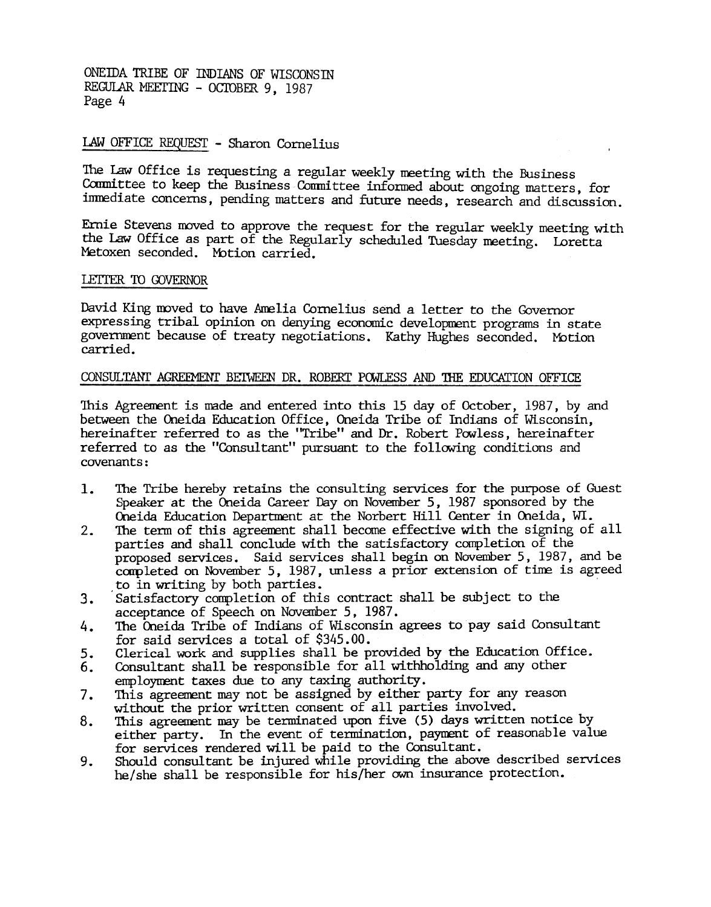ONEIDA TRIBE OF INDIANS OF WISCONSIN
REGULAR MEETING - OCTOBER 9, 1987

LAW OFFICE REQUEST - Sharon Cornelius

The Law Office is requesting a regular weekly meeting with the Business Committee to keep the Business Committee informed about ongoing matters, for immediate concerns, pending matters and future needs, research and discussion.

Ernie Stevens moved to approve the request for the regular weekly meeting with the Law Office as part of the Regularly scheduled Tuesday meeting. Loretta Metoxen seconded. Motion carried.

LETTER TO GOVERNOR

David King moved to have Amelia Cornelius send a letter to the Governor expressing tribal opinion on denying economic development programs in state government because of treaty negotiations. Kathy Hughes seconded. Motion carried.

CONSULTANT AGREEMENT BETWEEN DR. ROBERT POWLESS AND THE EDUCATION OFFICE

This Agreement is made and entered into this 15 day of October, 1987, by and between the Oneida Education Office, Oneida Tribe of Indians of Wisconsin, hereinafter referred to as the "Tribe" and Dr. Robert Powless, hereinafter referred to as the "Consultant" pursuant to the following conditions and covenants:

1. The Tribe hereby retains the consulting services for the purpose of Guest Speaker at the Oneida Career Day on November 5, 1987 sponsored by the Oneida Education Department at the Norbert Hill Center in Oneida, WI.
2. The term of this agreement shall become effective with the signing of all parties and shall conclude with the satisfactory completion of the proposed services. Said services shall begin on November 5, 1987, and be completed on November 5, 1987, unless a prior extension of time is agreed to in writing by both parties.
3. Satisfactory completion of this contract shall be subject to the acceptance of Speech on November 5, 1987.
4. The Oneida Tribe of Indians of Wisconsin agrees to pay said Consultant for said services a total of $345.00.
5. Clerical work and supplies shall be provided by the Education Office.
6. Consultant shall be responsible for all withholding and any other employment taxes due to any taxing authority.
7. This agreement may not be assigned by either party for any reason without the prior written consent of all parties involved.
8. This agreement may be terminated upon five (5) days written notice by either party. In the event of termination, payment of reasonable value for services rendered will be paid to the Consultant.
9. Should consultant be injured while providing the above described services he/she shall be responsible for his/her own insurance protection.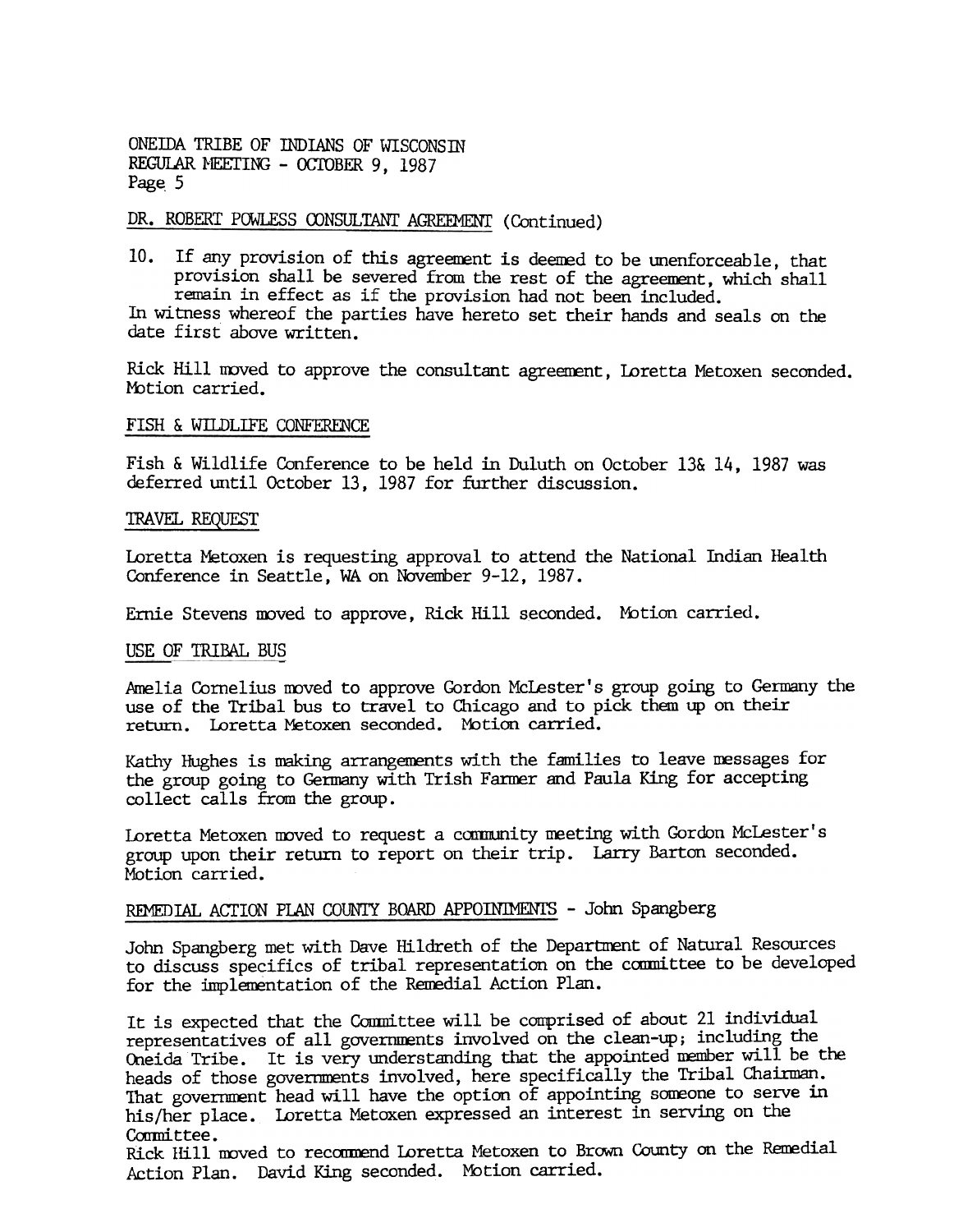DR. ROBERT POWLESS CONSULTANT AGREEMENT (Continued)

10. If any provision of this agreement is deemed to be unenforceable, that provision shall be severed from the rest of the agreement, which shall remain in effect as if the provision had not been included.

In witness whereof the parties have hereto set their hands and seals on the date first above written.

Rick Hill moved to approve the consultant agreement, Loretta Metoxen seconded. Motion carried.

FISH & WILDLIFE CONFERENCE

Fish & Wildlife Conference to be held in Duluth on October 13& 14, 1987 was deferred until October 13, 1987 for further discussion.

TRAVEL REQUEST

Loretta Metoxen is requesting approval to attend the National Indian Health Conference in Seattle, WA on November 9-12, 1987.

Ernie Stevens moved to approve, Rick Hill seconded. Motion carried.

USE OF TRIBAL BUS

Amelia Cornelius moved to approve Gordon McLester's group going to Germany the use of the Tribal bus to travel to Chicago and to pick them up on their return. Loretta Metoxen seconded. Motion carried.

Kathy Hughes is making arrangements with the families to leave messages for the group going to Germany with Trish Farmer and Paula King for accepting collect calls from the group.

Loretta Metoxen moved to request a community meeting with Gordon McLester's group upon their return to report on their trip. Larry Barton seconded. Motion carried.

REMEDIAL ACTION PLAN COUNTY BOARD APPOINTMENTS - John Spangberg

John Spangberg met with Dave Hildreth of the Department of Natural Resources to discuss specifics of tribal representation on the committee to be developed for the implementation of the Remedial Action Plan.

It is expected that the Committee will be comprised of about 21 individual representatives of all governments involved on the clean-up; including the Oneida Tribe. It is very understanding that the appointed member will be the heads of those governments involved, here specifically the Tribal Chairman. That government head will have the option of appointing someone to serve in his/her place. Loretta Metoxen expressed an interest in serving on the Committee.

Rick Hill moved to recommend Loretta Metoxen to Brown County on the Remedial Action Plan. David King seconded. Motion carried.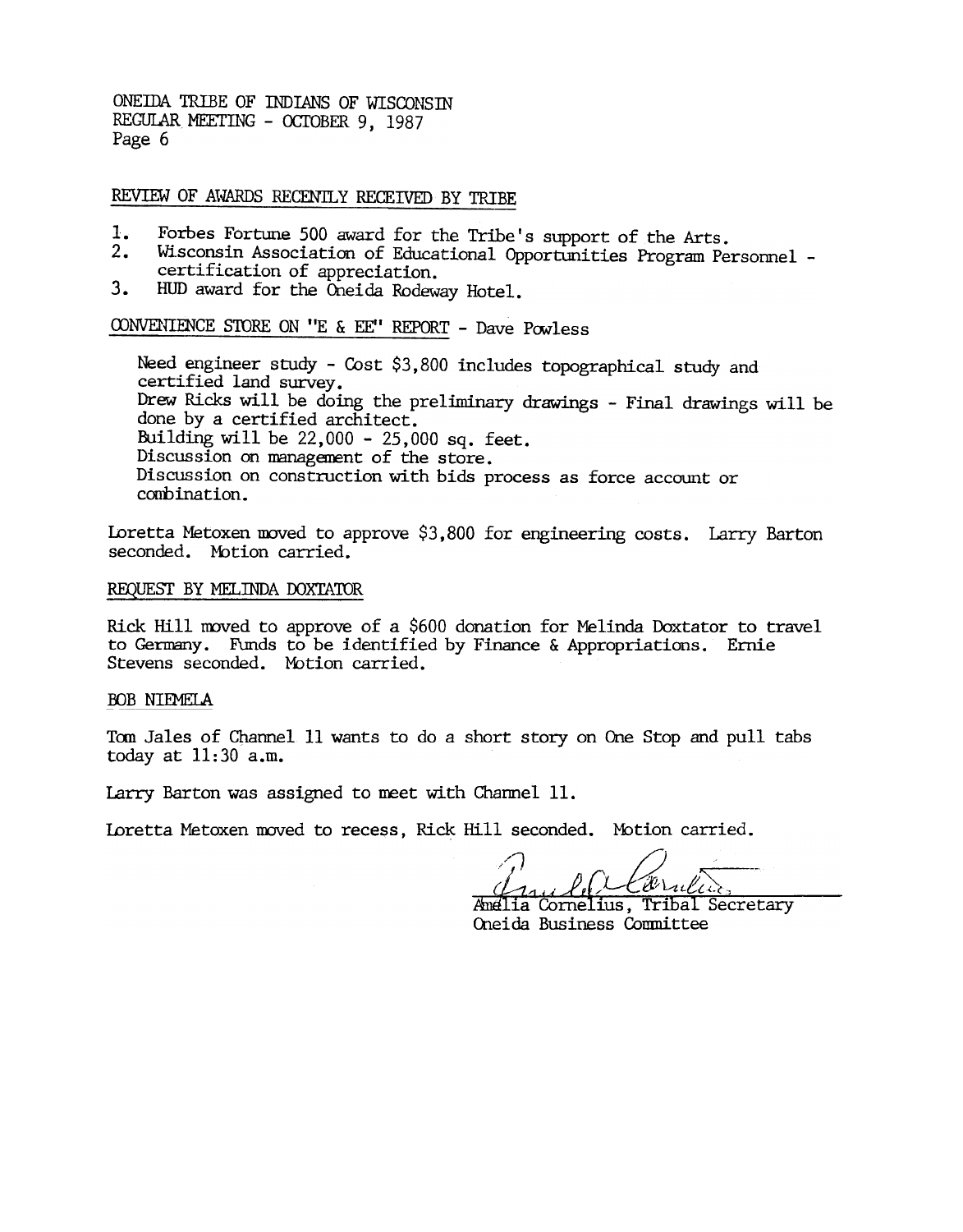REVIEW OF AWARDS RECENTLY RECEIVED BY TRIBE

1. Forbes Fortune 500 award for the Tribe's support of the Arts.
2. Wisconsin Association of Educational Opportunities Program Personnel - certification of appreciation.
3. HUD award for the Oneida Rodeway Hotel.

CONVENIENCE STORE ON "E & EE" REPORT - Dave Powless

Need engineer study - Cost $3,800 includes topographical study and certified land survey.
Drew Ricks will be doing the preliminary drawings - Final drawings will be done by a certified architect.
Building will be 22,000 - 25,000 sq. feet.
Discussion on management of the store.
Discussion on construction with bids process as force account or combination.

Loretta Metoxen moved to approve $3,800 for engineering costs. Larry Barton seconded. Motion carried.

REQUEST BY MELINDA DOXTATOR

Rick Hill moved to approve of a $600 donation for Melinda Doxtator to travel to Germany. Funds to be identified by Finance & Appropriations. Ernie Stevens seconded. Motion carried.

BOB NIEMELA

Tom Jales of Channel 11 wants to do a short story on One Stop and pull tabs today at 11:30 a.m.

Larry Barton was assigned to meet with Channel 11.

Loretta Metoxen moved to recess, Rick Hill seconded. Motion carried.

Amelia Cornelius, Tribal Secretary
Oneida Business Committee